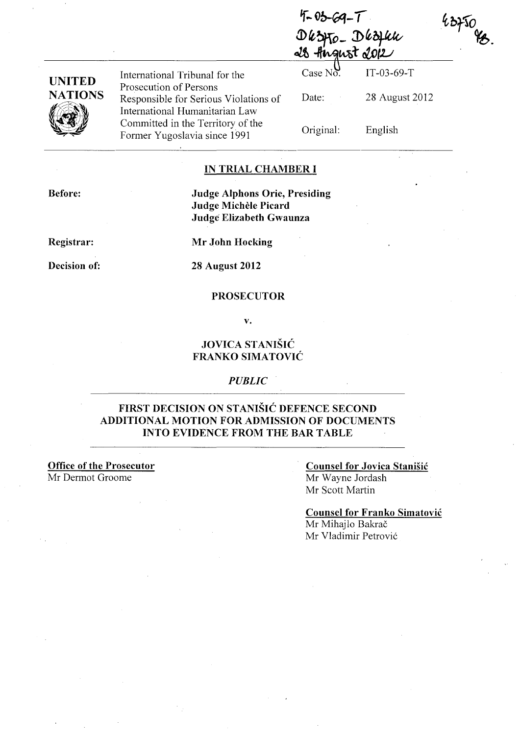IT-03-69-T
D63750 - D63744
28 August 2012

63750
YB.

| UNITED NATIONS | International Tribunal for the Prosecution of Persons Responsible for Serious Violations of International Humanitarian Law Committed in the Territory of the Former Yugoslavia since 1991 | Case No. | IT-03-69-T |
|---|---|---|---|
| | | Date: | 28 August 2012 |
| | | Original: | English |

**IN TRIAL CHAMBER I**

**Before:** **Judge Alphons Orie, Presiding**
**Judge Michèle Picard**
**Judge Elizabeth Gwaunza**

**Registrar:** **Mr John Hocking**

**Decision of:** **28 August 2012**

**PROSECUTOR**

**v.**

**JOVICA STANIŠIĆ**
**FRANKO SIMATOVIĆ**

*PUBLIC*

**FIRST DECISION ON STANIŠIĆ DEFENCE SECOND ADDITIONAL MOTION FOR ADMISSION OF DOCUMENTS INTO EVIDENCE FROM THE BAR TABLE**

**Office of the Prosecutor**
Mr Dermot Groome

**Counsel for Jovica Stanišić**
Mr Wayne Jordash
Mr Scott Martin

**Counsel for Franko Simatović**
Mr Mihajlo Bakrač
Mr Vladimir Petrović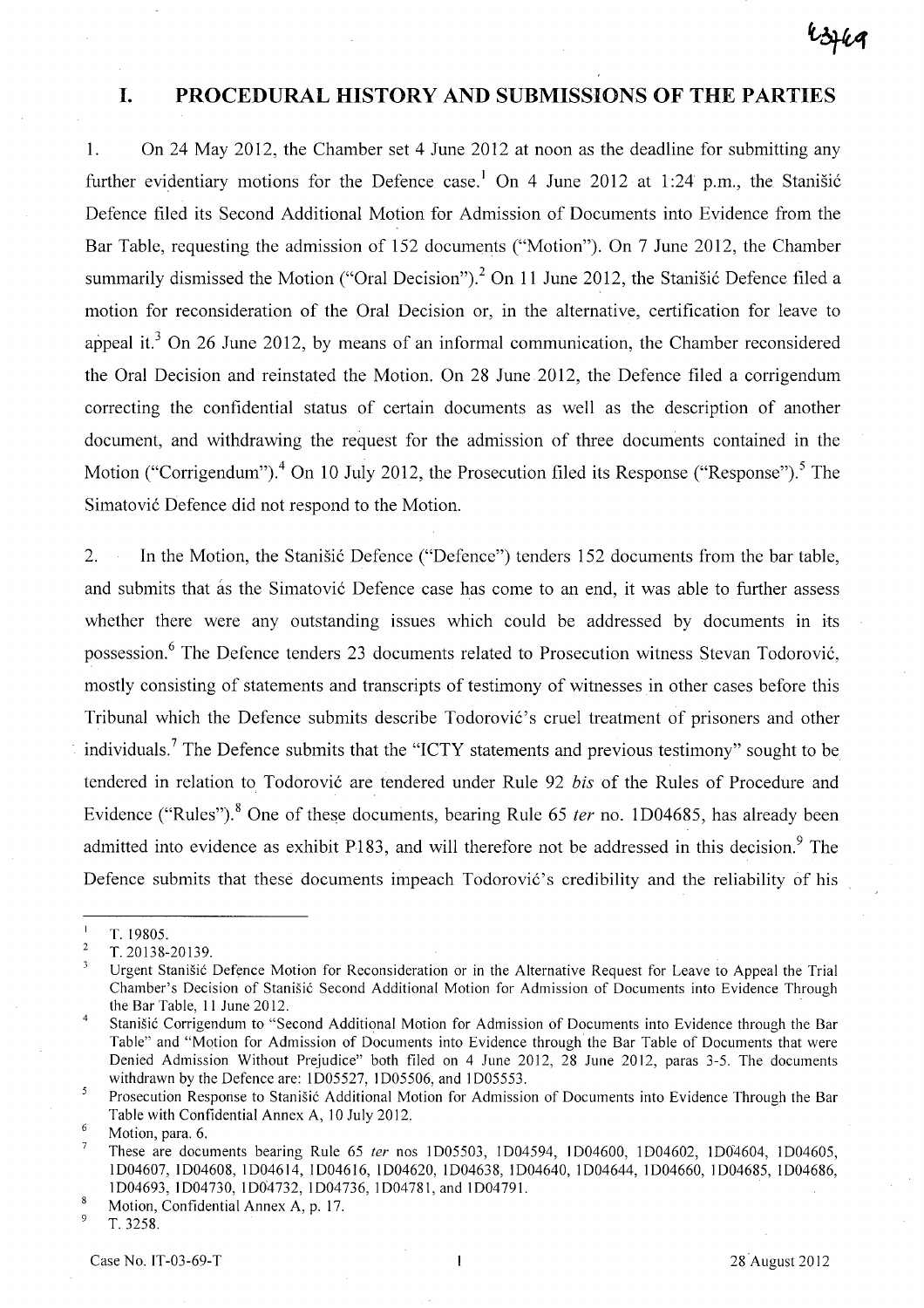# I. PROCEDURAL HISTORY AND SUBMISSIONS OF THE PARTIES

1. On 24 May 2012, the Chamber set 4 June 2012 at noon as the deadline for submitting any further evidentiary motions for the Defence case.[1] On 4 June 2012 at 1:24 p.m., the Stanišić Defence filed its Second Additional Motion for Admission of Documents into Evidence from the Bar Table, requesting the admission of 152 documents ("Motion"). On 7 June 2012, the Chamber summarily dismissed the Motion ("Oral Decision").[2] On 11 June 2012, the Stanišić Defence filed a motion for reconsideration of the Oral Decision or, in the alternative, certification for leave to appeal it.[3] On 26 June 2012, by means of an informal communication, the Chamber reconsidered the Oral Decision and reinstated the Motion. On 28 June 2012, the Defence filed a corrigendum correcting the confidential status of certain documents as well as the description of another document, and withdrawing the request for the admission of three documents contained in the Motion ("Corrigendum").[4] On 10 July 2012, the Prosecution filed its Response ("Response").[5] The Simatović Defence did not respond to the Motion.

2. In the Motion, the Stanišić Defence ("Defence") tenders 152 documents from the bar table, and submits that as the Simatović Defence case has come to an end, it was able to further assess whether there were any outstanding issues which could be addressed by documents in its possession.[6] The Defence tenders 23 documents related to Prosecution witness Stevan Todorović, mostly consisting of statements and transcripts of testimony of witnesses in other cases before this Tribunal which the Defence submits describe Todorović's cruel treatment of prisoners and other individuals.[7] The Defence submits that the "ICTY statements and previous testimony" sought to be tendered in relation to Todorović are tendered under Rule 92 *bis* of the Rules of Procedure and Evidence ("Rules").[8] One of these documents, bearing Rule 65 *ter* no. 1D04685, has already been admitted into evidence as exhibit P183, and will therefore not be addressed in this decision.[9] The Defence submits that these documents impeach Todorović's credibility and the reliability of his

---

[1] T. 19805.

[2] T. 20138-20139.

[3] Urgent Stanišić Defence Motion for Reconsideration or in the Alternative Request for Leave to Appeal the Trial Chamber's Decision of Stanišić Second Additional Motion for Admission of Documents into Evidence Through the Bar Table, 11 June 2012.

[4] Stanišić Corrigendum to "Second Additional Motion for Admission of Documents into Evidence through the Bar Table" and "Motion for Admission of Documents into Evidence through the Bar Table of Documents that were Denied Admission Without Prejudice" both filed on 4 June 2012, 28 June 2012, paras 3-5. The documents withdrawn by the Defence are: 1D05527, 1D05506, and 1D05553.

[5] Prosecution Response to Stanišić Additional Motion for Admission of Documents into Evidence Through the Bar Table with Confidential Annex A, 10 July 2012.

[6] Motion, para. 6.

[7] These are documents bearing Rule 65 *ter* nos 1D05503, 1D04594, 1D04600, 1D04602, 1D04604, 1D04605, 1D04607, 1D04608, 1D04614, 1D04616, 1D04620, 1D04638, 1D04640, 1D04644, 1D04660, 1D04685, 1D04686, 1D04693, 1D04730, 1D04732, 1D04736, 1D04781, and 1D04791.

[8] Motion, Confidential Annex A, p. 17.

[9] T. 3258.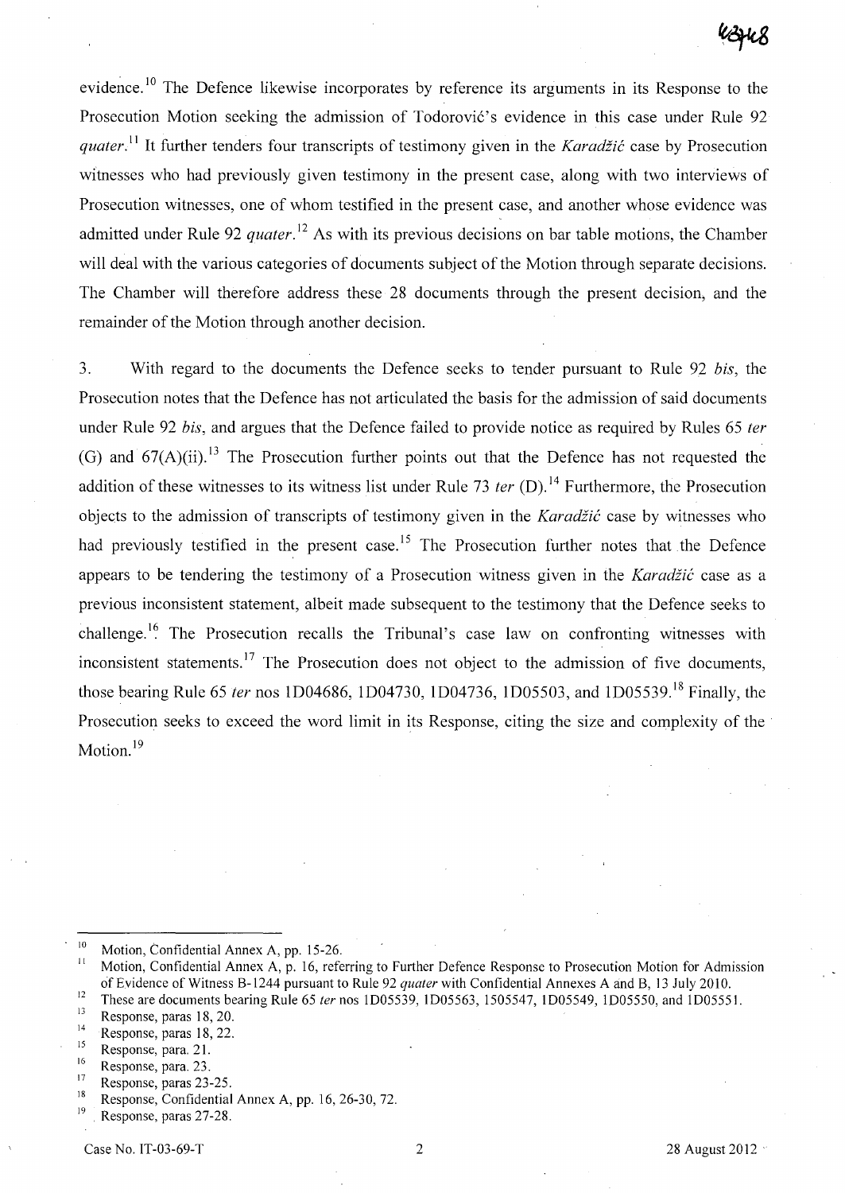evidence.[10] The Defence likewise incorporates by reference its arguments in its Response to the Prosecution Motion seeking the admission of Todorović's evidence in this case under Rule 92 *quater*.[11] It further tenders four transcripts of testimony given in the *Karadžić* case by Prosecution witnesses who had previously given testimony in the present case, along with two interviews of Prosecution witnesses, one of whom testified in the present case, and another whose evidence was admitted under Rule 92 *quater*.[12] As with its previous decisions on bar table motions, the Chamber will deal with the various categories of documents subject of the Motion through separate decisions. The Chamber will therefore address these 28 documents through the present decision, and the remainder of the Motion through another decision.

3. With regard to the documents the Defence seeks to tender pursuant to Rule 92 *bis*, the Prosecution notes that the Defence has not articulated the basis for the admission of said documents under Rule 92 *bis*, and argues that the Defence failed to provide notice as required by Rules 65 *ter* (G) and 67(A)(ii).[13] The Prosecution further points out that the Defence has not requested the addition of these witnesses to its witness list under Rule 73 *ter* (D).[14] Furthermore, the Prosecution objects to the admission of transcripts of testimony given in the *Karadžić* case by witnesses who had previously testified in the present case.[15] The Prosecution further notes that the Defence appears to be tendering the testimony of a Prosecution witness given in the *Karadžić* case as a previous inconsistent statement, albeit made subsequent to the testimony that the Defence seeks to challenge.[16] The Prosecution recalls the Tribunal's case law on confronting witnesses with inconsistent statements.[17] The Prosecution does not object to the admission of five documents, those bearing Rule 65 *ter* nos 1D04686, 1D04730, 1D04736, 1D05503, and 1D05539.[18] Finally, the Prosecution seeks to exceed the word limit in its Response, citing the size and complexity of the Motion.[19]

---

[10] Motion, Confidential Annex A, pp. 15-26.

[11] Motion, Confidential Annex A, p. 16, referring to Further Defence Response to Prosecution Motion for Admission of Evidence of Witness B-1244 pursuant to Rule 92 *quater* with Confidential Annexes A and B, 13 July 2010.

[12] These are documents bearing Rule 65 *ter* nos 1D05539, 1D05563, 1505547, 1D05549, 1D05550, and 1D05551.

[13] Response, paras 18, 20.

[14] Response, paras 18, 22.

[15] Response, para. 21.

[16] Response, para. 23.

[17] Response, paras 23-25.

[18] Response, Confidential Annex A, pp. 16, 26-30, 72.

[19] Response, paras 27-28.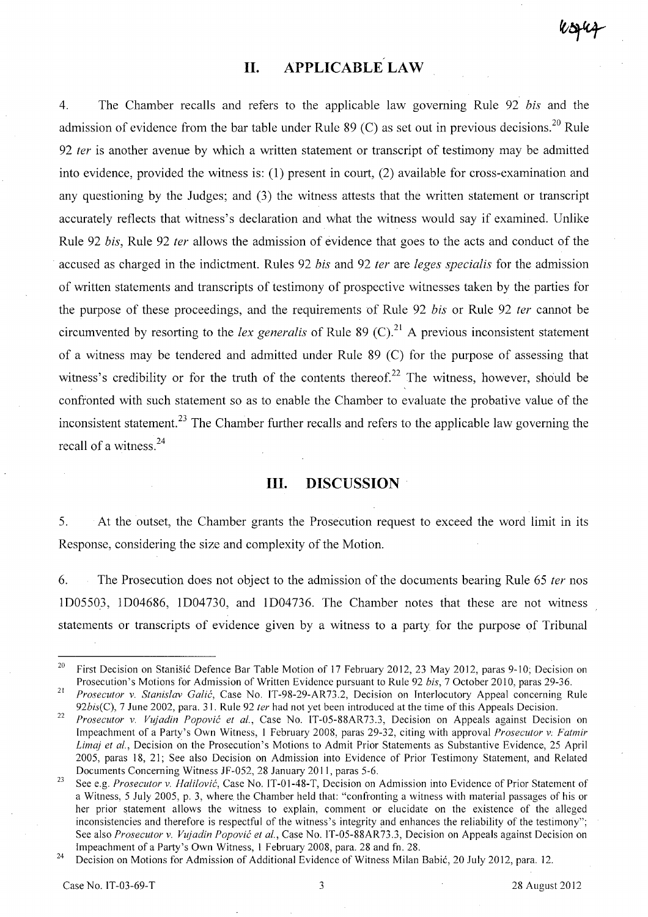## II. APPLICABLE LAW

4. The Chamber recalls and refers to the applicable law governing Rule 92 *bis* and the admission of evidence from the bar table under Rule 89 (C) as set out in previous decisions.[20] Rule 92 *ter* is another avenue by which a written statement or transcript of testimony may be admitted into evidence, provided the witness is: (1) present in court, (2) available for cross-examination and any questioning by the Judges; and (3) the witness attests that the written statement or transcript accurately reflects that witness's declaration and what the witness would say if examined. Unlike Rule 92 *bis*, Rule 92 *ter* allows the admission of evidence that goes to the acts and conduct of the accused as charged in the indictment. Rules 92 *bis* and 92 *ter* are *leges specialis* for the admission of written statements and transcripts of testimony of prospective witnesses taken by the parties for the purpose of these proceedings, and the requirements of Rule 92 *bis* or Rule 92 *ter* cannot be circumvented by resorting to the *lex generalis* of Rule 89 (C).[21] A previous inconsistent statement of a witness may be tendered and admitted under Rule 89 (C) for the purpose of assessing that witness's credibility or for the truth of the contents thereof.[22] The witness, however, should be confronted with such statement so as to enable the Chamber to evaluate the probative value of the inconsistent statement.[23] The Chamber further recalls and refers to the applicable law governing the recall of a witness.[24]

## III. DISCUSSION

5. At the outset, the Chamber grants the Prosecution request to exceed the word limit in its Response, considering the size and complexity of the Motion.

6. The Prosecution does not object to the admission of the documents bearing Rule 65 *ter* nos 1D05503, 1D04686, 1D04730, and 1D04736. The Chamber notes that these are not witness statements or transcripts of evidence given by a witness to a party for the purpose of Tribunal

---

[20] First Decision on Stanišić Defence Bar Table Motion of 17 February 2012, 23 May 2012, paras 9-10; Decision on Prosecution's Motions for Admission of Written Evidence pursuant to Rule 92 *bis*, 7 October 2010, paras 29-36.

[21] *Prosecutor v. Stanislav Galić*, Case No. IT-98-29-AR73.2, Decision on Interlocutory Appeal concerning Rule 92*bis*(C), 7 June 2002, para. 31. Rule 92 *ter* had not yet been introduced at the time of this Appeals Decision.

[22] *Prosecutor v. Vujadin Popović et al.*, Case No. IT-05-88AR73.3, Decision on Appeals against Decision on Impeachment of a Party's Own Witness, 1 February 2008, paras 29-32, citing with approval *Prosecutor v. Fatmir Limaj et al.*, Decision on the Prosecution's Motions to Admit Prior Statements as Substantive Evidence, 25 April 2005, paras 18, 21; See also Decision on Admission into Evidence of Prior Testimony Statement, and Related Documents Concerning Witness JF-052, 28 January 2011, paras 5-6.

[23] See e.g. *Prosecutor v. Halilović*, Case No. IT-01-48-T, Decision on Admission into Evidence of Prior Statement of a Witness, 5 July 2005, p. 3, where the Chamber held that: "confronting a witness with material passages of his or her prior statement allows the witness to explain, comment or elucidate on the existence of the alleged inconsistencies and therefore is respectful of the witness's integrity and enhances the reliability of the testimony"; See also *Prosecutor v. Vujadin Popović et al.*, Case No. IT-05-88AR73.3, Decision on Appeals against Decision on Impeachment of a Party's Own Witness, 1 February 2008, para. 28 and fn. 28.

[24] Decision on Motions for Admission of Additional Evidence of Witness Milan Babić, 20 July 2012, para. 12.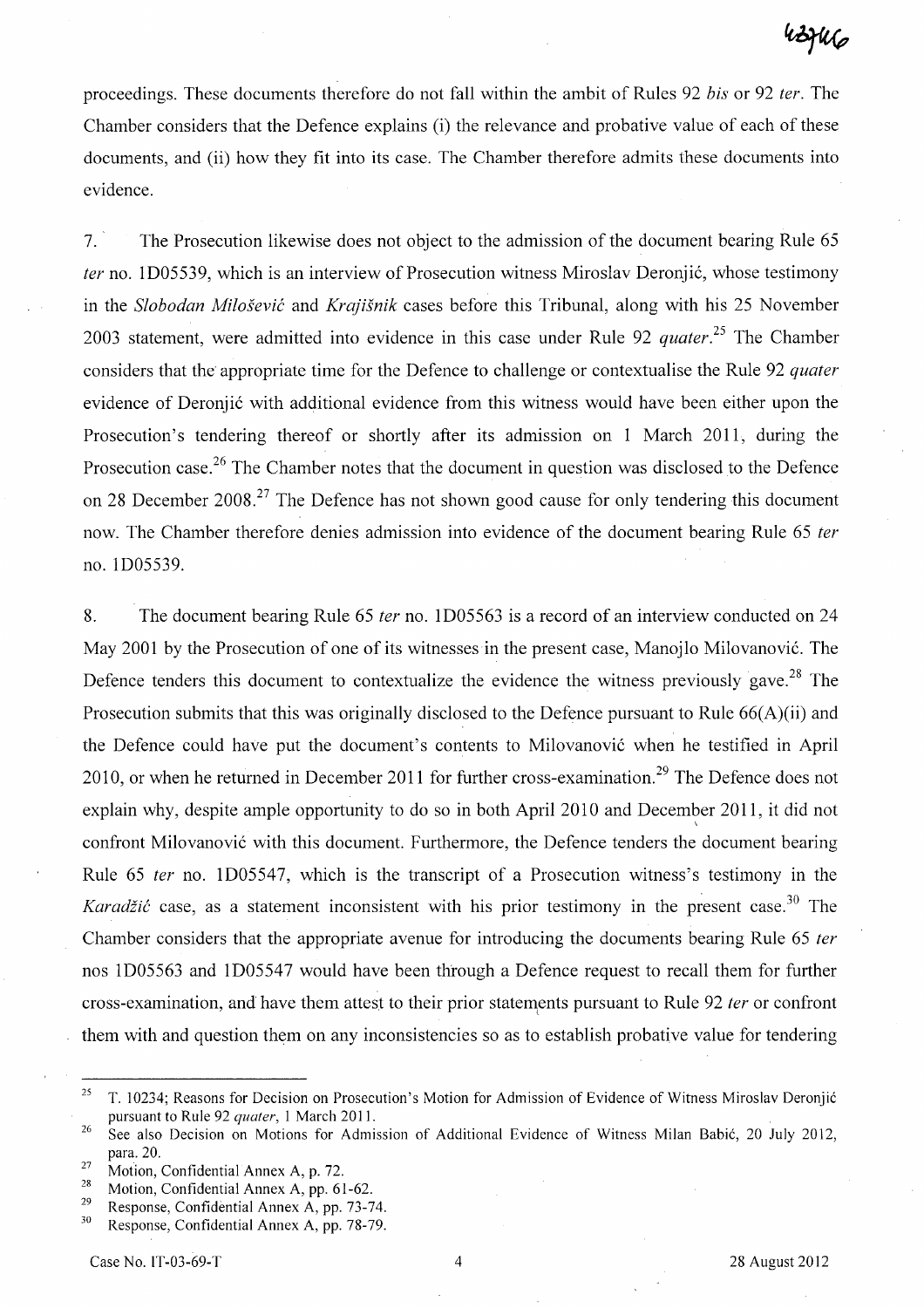proceedings. These documents therefore do not fall within the ambit of Rules 92 *bis* or 92 *ter*. The Chamber considers that the Defence explains (i) the relevance and probative value of each of these documents, and (ii) how they fit into its case. The Chamber therefore admits these documents into evidence.

7. The Prosecution likewise does not object to the admission of the document bearing Rule 65 *ter* no. 1D05539, which is an interview of Prosecution witness Miroslav Deronjić, whose testimony in the *Slobodan Milošević* and *Krajišnik* cases before this Tribunal, along with his 25 November 2003 statement, were admitted into evidence in this case under Rule 92 *quater*.[25] The Chamber considers that the appropriate time for the Defence to challenge or contextualise the Rule 92 *quater* evidence of Deronjić with additional evidence from this witness would have been either upon the Prosecution's tendering thereof or shortly after its admission on 1 March 2011, during the Prosecution case.[26] The Chamber notes that the document in question was disclosed to the Defence on 28 December 2008.[27] The Defence has not shown good cause for only tendering this document now. The Chamber therefore denies admission into evidence of the document bearing Rule 65 *ter* no. 1D05539.

8. The document bearing Rule 65 *ter* no. 1D05563 is a record of an interview conducted on 24 May 2001 by the Prosecution of one of its witnesses in the present case, Manojlo Milovanović. The Defence tenders this document to contextualize the evidence the witness previously gave.[28] The Prosecution submits that this was originally disclosed to the Defence pursuant to Rule 66(A)(ii) and the Defence could have put the document's contents to Milovanović when he testified in April 2010, or when he returned in December 2011 for further cross-examination.[29] The Defence does not explain why, despite ample opportunity to do so in both April 2010 and December 2011, it did not confront Milovanović with this document. Furthermore, the Defence tenders the document bearing Rule 65 *ter* no. 1D05547, which is the transcript of a Prosecution witness's testimony in the *Karadžić* case, as a statement inconsistent with his prior testimony in the present case.[30] The Chamber considers that the appropriate avenue for introducing the documents bearing Rule 65 *ter* nos 1D05563 and 1D05547 would have been through a Defence request to recall them for further cross-examination, and have them attest to their prior statements pursuant to Rule 92 *ter* or confront them with and question them on any inconsistencies so as to establish probative value for tendering

---

[25] T. 10234; Reasons for Decision on Prosecution's Motion for Admission of Evidence of Witness Miroslav Deronjić pursuant to Rule 92 *quater*, 1 March 2011.

[26] See also Decision on Motions for Admission of Additional Evidence of Witness Milan Babić, 20 July 2012, para. 20.

[27] Motion, Confidential Annex A, p. 72.

[28] Motion, Confidential Annex A, pp. 61-62.

[29] Response, Confidential Annex A, pp. 73-74.

[30] Response, Confidential Annex A, pp. 78-79.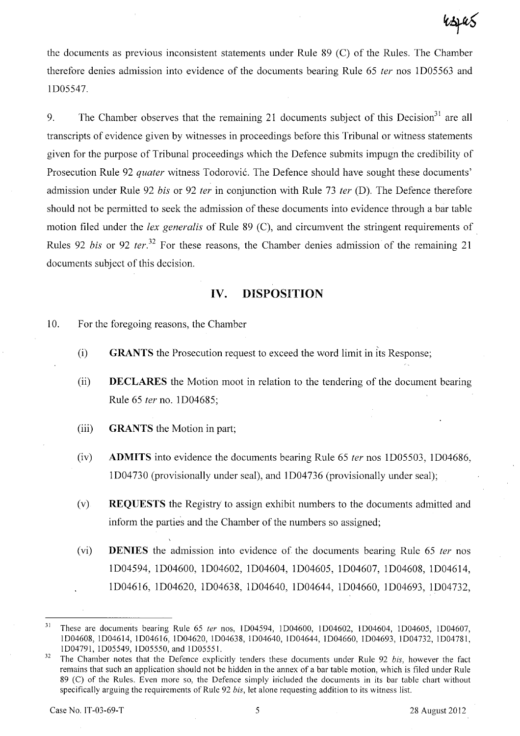the documents as previous inconsistent statements under Rule 89 (C) of the Rules. The Chamber therefore denies admission into evidence of the documents bearing Rule 65 *ter* nos 1D05563 and 1D05547.

9. The Chamber observes that the remaining 21 documents subject of this Decision[31] are all transcripts of evidence given by witnesses in proceedings before this Tribunal or witness statements given for the purpose of Tribunal proceedings which the Defence submits impugn the credibility of Prosecution Rule 92 *quater* witness Todorović. The Defence should have sought these documents' admission under Rule 92 *bis* or 92 *ter* in conjunction with Rule 73 *ter* (D). The Defence therefore should not be permitted to seek the admission of these documents into evidence through a bar table motion filed under the *lex generalis* of Rule 89 (C), and circumvent the stringent requirements of Rules 92 *bis* or 92 *ter*.[32] For these reasons, the Chamber denies admission of the remaining 21 documents subject of this decision.

## IV. DISPOSITION

10. For the foregoing reasons, the Chamber

(i) **GRANTS** the Prosecution request to exceed the word limit in its Response;

(ii) **DECLARES** the Motion moot in relation to the tendering of the document bearing Rule 65 *ter* no. 1D04685;

(iii) **GRANTS** the Motion in part;

(iv) **ADMITS** into evidence the documents bearing Rule 65 *ter* nos 1D05503, 1D04686, 1D04730 (provisionally under seal), and 1D04736 (provisionally under seal);

(v) **REQUESTS** the Registry to assign exhibit numbers to the documents admitted and inform the parties and the Chamber of the numbers so assigned;

(vi) **DENIES** the admission into evidence of the documents bearing Rule 65 *ter* nos 1D04594, 1D04600, 1D04602, 1D04604, 1D04605, 1D04607, 1D04608, 1D04614, 1D04616, 1D04620, 1D04638, 1D04640, 1D04644, 1D04660, 1D04693, 1D04732,

---

[31] These are documents bearing Rule 65 *ter* nos, 1D04594, 1D04600, 1D04602, 1D04604, 1D04605, 1D04607, 1D04608, 1D04614, 1D04616, 1D04620, 1D04638, 1D04640, 1D04644, 1D04660, 1D04693, 1D04732, 1D04781, 1D04791, 1D05549, 1D05550, and 1D05551.

[32] The Chamber notes that the Defence explicitly tenders these documents under Rule 92 *bis*, however the fact remains that such an application should not be hidden in the annex of a bar table motion, which is filed under Rule 89 (C) of the Rules. Even more so, the Defence simply included the documents in its bar table chart without specifically arguing the requirements of Rule 92 *bis*, let alone requesting addition to its witness list.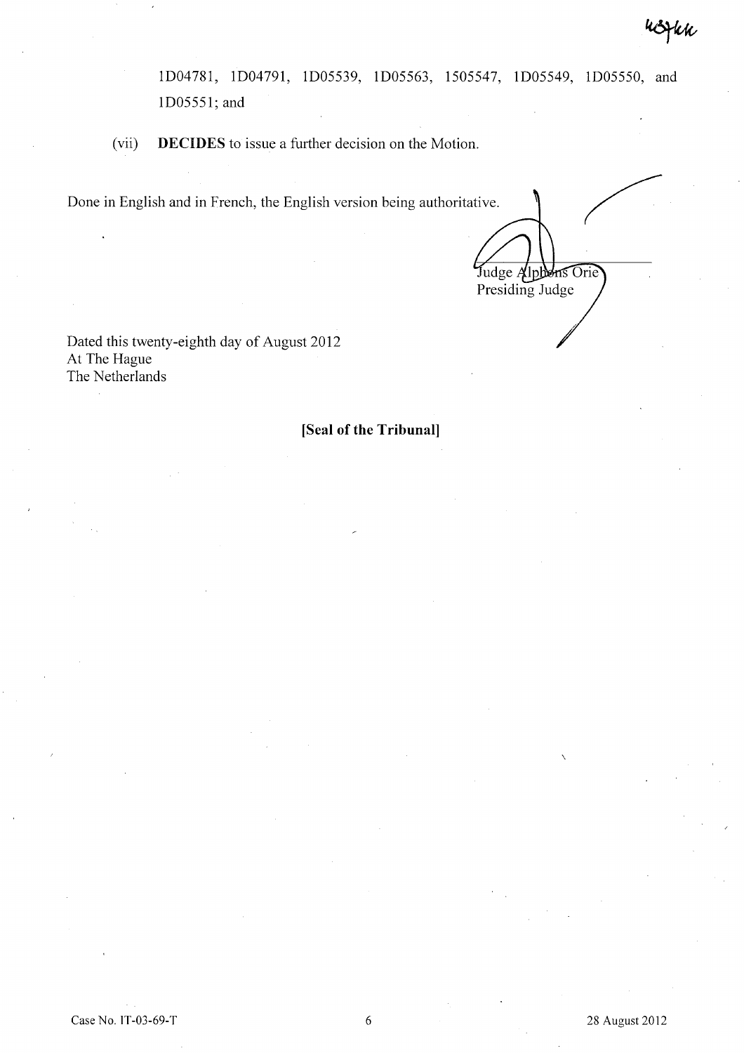1D04781, 1D04791, 1D05539, 1D05563, 1505547, 1D05549, 1D05550, and 1D05551; and

(vii) **DECIDES** to issue a further decision on the Motion.

Done in English and in French, the English version being authoritative.

Judge Alphons Orie
Presiding Judge

Dated this twenty-eighth day of August 2012
At The Hague
The Netherlands

**[Seal of the Tribunal]**